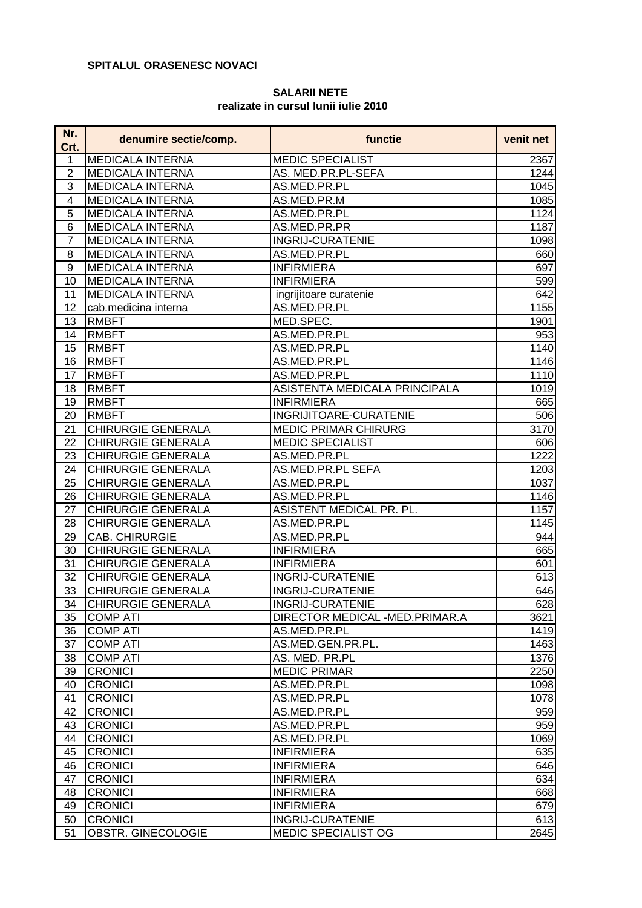**SPITALUL ORASENESC NOVACI**

**SALARII NETE**
**realizate in cursul lunii iulie 2010**

| Nr. Crt. | denumire sectie/comp. | functie | venit net |
|---|---|---|---|
| 1 | MEDICALA INTERNA | MEDIC SPECIALIST | 2367 |
| 2 | MEDICALA INTERNA | AS. MED.PR.PL-SEFA | 1244 |
| 3 | MEDICALA INTERNA | AS.MED.PR.PL | 1045 |
| 4 | MEDICALA INTERNA | AS.MED.PR.M | 1085 |
| 5 | MEDICALA INTERNA | AS.MED.PR.PL | 1124 |
| 6 | MEDICALA INTERNA | AS.MED.PR.PR | 1187 |
| 7 | MEDICALA INTERNA | INGRIJ-CURATENIE | 1098 |
| 8 | MEDICALA INTERNA | AS.MED.PR.PL | 660 |
| 9 | MEDICALA INTERNA | INFIRMIERA | 697 |
| 10 | MEDICALA INTERNA | INFIRMIERA | 599 |
| 11 | MEDICALA INTERNA | ingrijitoare curatenie | 642 |
| 12 | cab.medicina interna | AS.MED.PR.PL | 1155 |
| 13 | RMBFT | MED.SPEC. | 1901 |
| 14 | RMBFT | AS.MED.PR.PL | 953 |
| 15 | RMBFT | AS.MED.PR.PL | 1140 |
| 16 | RMBFT | AS.MED.PR.PL | 1146 |
| 17 | RMBFT | AS.MED.PR.PL | 1110 |
| 18 | RMBFT | ASISTENTA MEDICALA PRINCIPALA | 1019 |
| 19 | RMBFT | INFIRMIERA | 665 |
| 20 | RMBFT | INGRIJITOARE-CURATENIE | 506 |
| 21 | CHIRURGIE GENERALA | MEDIC PRIMAR CHIRURG | 3170 |
| 22 | CHIRURGIE GENERALA | MEDIC SPECIALIST | 606 |
| 23 | CHIRURGIE GENERALA | AS.MED.PR.PL | 1222 |
| 24 | CHIRURGIE GENERALA | AS.MED.PR.PL SEFA | 1203 |
| 25 | CHIRURGIE GENERALA | AS.MED.PR.PL | 1037 |
| 26 | CHIRURGIE GENERALA | AS.MED.PR.PL | 1146 |
| 27 | CHIRURGIE GENERALA | ASISTENT MEDICAL PR. PL. | 1157 |
| 28 | CHIRURGIE GENERALA | AS.MED.PR.PL | 1145 |
| 29 | CAB. CHIRURGIE | AS.MED.PR.PL | 944 |
| 30 | CHIRURGIE GENERALA | INFIRMIERA | 665 |
| 31 | CHIRURGIE GENERALA | INFIRMIERA | 601 |
| 32 | CHIRURGIE GENERALA | INGRIJ-CURATENIE | 613 |
| 33 | CHIRURGIE GENERALA | INGRIJ-CURATENIE | 646 |
| 34 | CHIRURGIE GENERALA | INGRIJ-CURATENIE | 628 |
| 35 | COMP ATI | DIRECTOR MEDICAL -MED.PRIMAR.A | 3621 |
| 36 | COMP ATI | AS.MED.PR.PL | 1419 |
| 37 | COMP ATI | AS.MED.GEN.PR.PL. | 1463 |
| 38 | COMP ATI | AS. MED. PR.PL | 1376 |
| 39 | CRONICI | MEDIC PRIMAR | 2250 |
| 40 | CRONICI | AS.MED.PR.PL | 1098 |
| 41 | CRONICI | AS.MED.PR.PL | 1078 |
| 42 | CRONICI | AS.MED.PR.PL | 959 |
| 43 | CRONICI | AS.MED.PR.PL | 959 |
| 44 | CRONICI | AS.MED.PR.PL | 1069 |
| 45 | CRONICI | INFIRMIERA | 635 |
| 46 | CRONICI | INFIRMIERA | 646 |
| 47 | CRONICI | INFIRMIERA | 634 |
| 48 | CRONICI | INFIRMIERA | 668 |
| 49 | CRONICI | INFIRMIERA | 679 |
| 50 | CRONICI | INGRIJ-CURATENIE | 613 |
| 51 | OBSTR. GINECOLOGIE | MEDIC SPECIALIST OG | 2645 |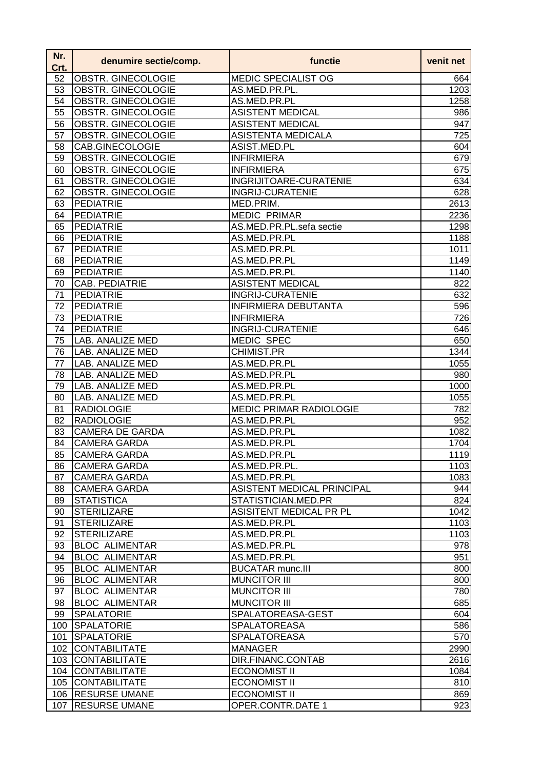| Nr. Crt. | denumire sectie/comp. | functie | venit net |
|---|---|---|---|
| 52 | OBSTR. GINECOLOGIE | MEDIC SPECIALIST OG | 664 |
| 53 | OBSTR. GINECOLOGIE | AS.MED.PR.PL. | 1203 |
| 54 | OBSTR. GINECOLOGIE | AS.MED.PR.PL | 1258 |
| 55 | OBSTR. GINECOLOGIE | ASISTENT MEDICAL | 986 |
| 56 | OBSTR. GINECOLOGIE | ASISTENT MEDICAL | 947 |
| 57 | OBSTR. GINECOLOGIE | ASISTENTA MEDICALA | 725 |
| 58 | CAB.GINECOLOGIE | ASIST.MED.PL | 604 |
| 59 | OBSTR. GINECOLOGIE | INFIRMIERA | 679 |
| 60 | OBSTR. GINECOLOGIE | INFIRMIERA | 675 |
| 61 | OBSTR. GINECOLOGIE | INGRIJITOARE-CURATENIE | 634 |
| 62 | OBSTR. GINECOLOGIE | INGRIJ-CURATENIE | 628 |
| 63 | PEDIATRIE | MED.PRIM. | 2613 |
| 64 | PEDIATRIE | MEDIC PRIMAR | 2236 |
| 65 | PEDIATRIE | AS.MED.PR.PL.sefa sectie | 1298 |
| 66 | PEDIATRIE | AS.MED.PR.PL | 1188 |
| 67 | PEDIATRIE | AS.MED.PR.PL | 1011 |
| 68 | PEDIATRIE | AS.MED.PR.PL | 1149 |
| 69 | PEDIATRIE | AS.MED.PR.PL | 1140 |
| 70 | CAB. PEDIATRIE | ASISTENT MEDICAL | 822 |
| 71 | PEDIATRIE | INGRIJ-CURATENIE | 632 |
| 72 | PEDIATRIE | INFIRMIERA DEBUTANTA | 596 |
| 73 | PEDIATRIE | INFIRMIERA | 726 |
| 74 | PEDIATRIE | INGRIJ-CURATENIE | 646 |
| 75 | LAB. ANALIZE MED | MEDIC SPEC | 650 |
| 76 | LAB. ANALIZE MED | CHIMIST.PR | 1344 |
| 77 | LAB. ANALIZE MED | AS.MED.PR.PL | 1055 |
| 78 | LAB. ANALIZE MED | AS.MED.PR.PL | 980 |
| 79 | LAB. ANALIZE MED | AS.MED.PR.PL | 1000 |
| 80 | LAB. ANALIZE MED | AS.MED.PR.PL | 1055 |
| 81 | RADIOLOGIE | MEDIC PRIMAR RADIOLOGIE | 782 |
| 82 | RADIOLOGIE | AS.MED.PR.PL | 952 |
| 83 | CAMERA DE GARDA | AS.MED.PR.PL | 1082 |
| 84 | CAMERA GARDA | AS.MED.PR.PL | 1704 |
| 85 | CAMERA GARDA | AS.MED.PR.PL | 1119 |
| 86 | CAMERA GARDA | AS.MED.PR.PL. | 1103 |
| 87 | CAMERA GARDA | AS.MED.PR.PL | 1083 |
| 88 | CAMERA GARDA | ASISTENT MEDICAL PRINCIPAL | 944 |
| 89 | STATISTICA | STATISTICIAN.MED.PR | 824 |
| 90 | STERILIZARE | ASISITENT MEDICAL PR PL | 1042 |
| 91 | STERILIZARE | AS.MED.PR.PL | 1103 |
| 92 | STERILIZARE | AS.MED.PR.PL | 1103 |
| 93 | BLOC ALIMENTAR | AS.MED.PR.PL | 978 |
| 94 | BLOC ALIMENTAR | AS.MED.PR.PL | 951 |
| 95 | BLOC ALIMENTAR | BUCATAR munc.III | 800 |
| 96 | BLOC ALIMENTAR | MUNCITOR III | 800 |
| 97 | BLOC ALIMENTAR | MUNCITOR III | 780 |
| 98 | BLOC ALIMENTAR | MUNCITOR III | 685 |
| 99 | SPALATORIE | SPALATOREASA-GEST | 604 |
| 100 | SPALATORIE | SPALATOREASA | 586 |
| 101 | SPALATORIE | SPALATOREASA | 570 |
| 102 | CONTABILITATE | MANAGER | 2990 |
| 103 | CONTABILITATE | DIR.FINANC.CONTAB | 2616 |
| 104 | CONTABILITATE | ECONOMIST II | 1084 |
| 105 | CONTABILITATE | ECONOMIST II | 810 |
| 106 | RESURSE UMANE | ECONOMIST II | 869 |
| 107 | RESURSE UMANE | OPER.CONTR.DATE 1 | 923 |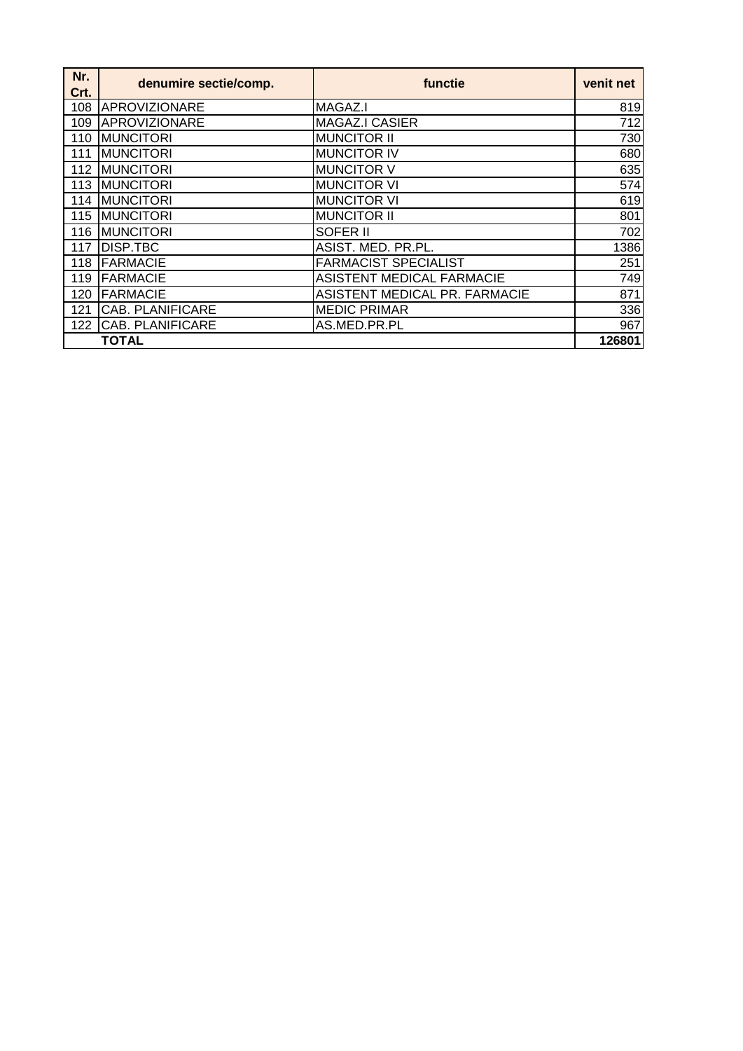| Nr. Crt. | denumire sectie/comp. | functie | venit net |
|---|---|---|---|
| 108 | APROVIZIONARE | MAGAZ.I | 819 |
| 109 | APROVIZIONARE | MAGAZ.I CASIER | 712 |
| 110 | MUNCITORI | MUNCITOR II | 730 |
| 111 | MUNCITORI | MUNCITOR IV | 680 |
| 112 | MUNCITORI | MUNCITOR V | 635 |
| 113 | MUNCITORI | MUNCITOR VI | 574 |
| 114 | MUNCITORI | MUNCITOR VI | 619 |
| 115 | MUNCITORI | MUNCITOR II | 801 |
| 116 | MUNCITORI | SOFER II | 702 |
| 117 | DISP.TBC | ASIST. MED. PR.PL. | 1386 |
| 118 | FARMACIE | FARMACIST SPECIALIST | 251 |
| 119 | FARMACIE | ASISTENT MEDICAL FARMACIE | 749 |
| 120 | FARMACIE | ASISTENT MEDICAL PR. FARMACIE | 871 |
| 121 | CAB. PLANIFICARE | MEDIC PRIMAR | 336 |
| 122 | CAB. PLANIFICARE | AS.MED.PR.PL | 967 |
| | **TOTAL** | | **126801** |